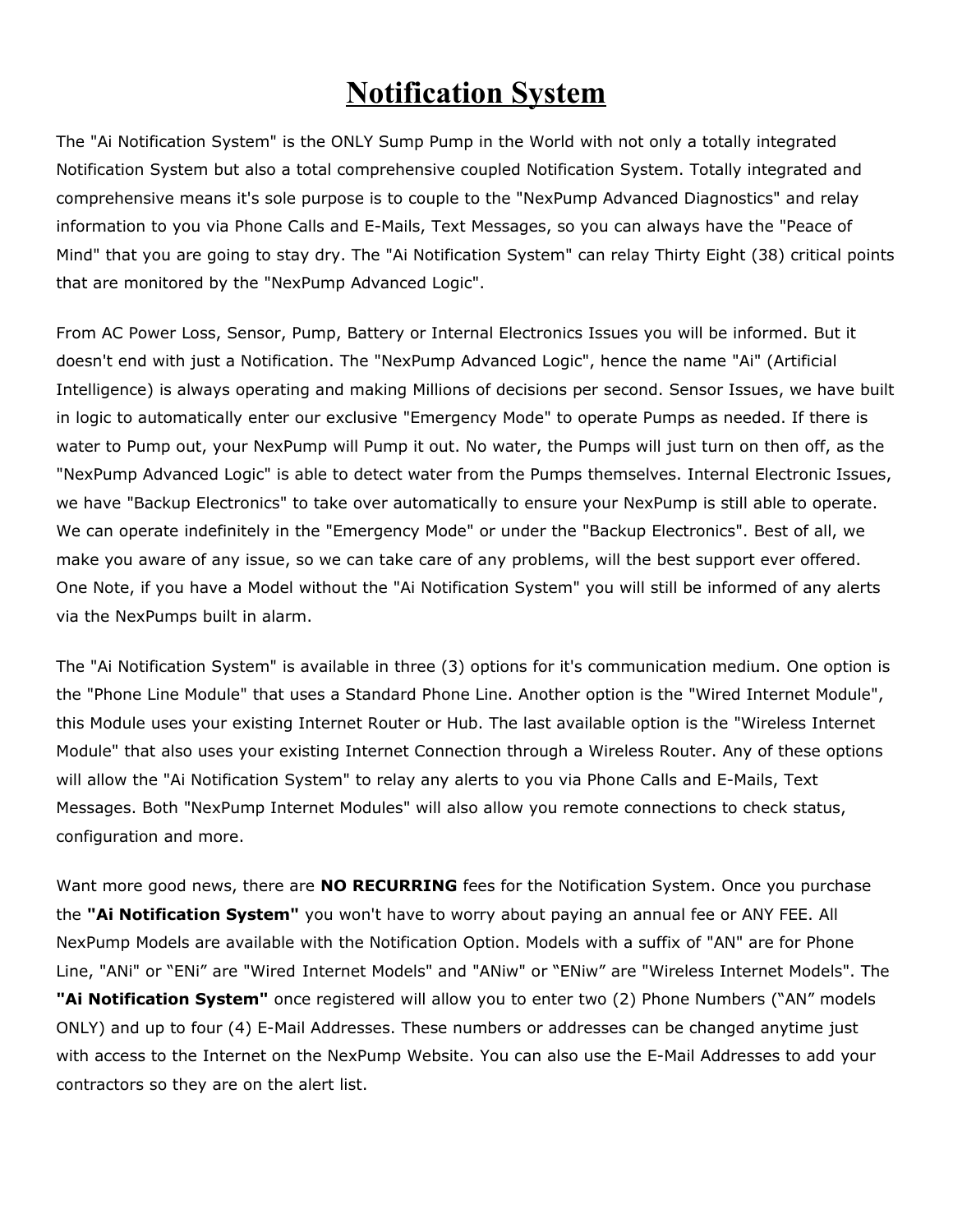# Notification System

The "Ai Notification System" is the ONLY Sump Pump in the World with not only a totally integrated Notification System but also a total comprehensive coupled Notification System. Totally integrated and comprehensive means it's sole purpose is to couple to the "NexPump Advanced Diagnostics" and relay information to you via Phone Calls and E-Mails, Text Messages, so you can always have the "Peace of Mind" that you are going to stay dry. The "Ai Notification System" can relay Thirty Eight (38) critical points that are monitored by the "NexPump Advanced Logic".

From AC Power Loss, Sensor, Pump, Battery or Internal Electronics Issues you will be informed. But it doesn't end with just a Notification. The "NexPump Advanced Logic", hence the name "Ai" (Artificial Intelligence) is always operating and making Millions of decisions per second. Sensor Issues, we have built in logic to automatically enter our exclusive "Emergency Mode" to operate Pumps as needed. If there is water to Pump out, your NexPump will Pump it out. No water, the Pumps will just turn on then off, as the "NexPump Advanced Logic" is able to detect water from the Pumps themselves. Internal Electronic Issues, we have "Backup Electronics" to take over automatically to ensure your NexPump is still able to operate. We can operate indefinitely in the "Emergency Mode" or under the "Backup Electronics". Best of all, we make you aware of any issue, so we can take care of any problems, will the best support ever offered. One Note, if you have a Model without the "Ai Notification System" you will still be informed of any alerts via the NexPumps built in alarm.

The "Ai Notification System" is available in three (3) options for it's communication medium. One option is the "Phone Line Module" that uses a Standard Phone Line. Another option is the "Wired Internet Module", this Module uses your existing Internet Router or Hub. The last available option is the "Wireless Internet Module" that also uses your existing Internet Connection through a Wireless Router. Any of these options will allow the "Ai Notification System" to relay any alerts to you via Phone Calls and E-Mails, Text Messages. Both "NexPump Internet Modules" will also allow you remote connections to check status, configuration and more.

Want more good news, there are **NO RECURRING** fees for the Notification System. Once you purchase the **"Ai Notification System"** you won't have to worry about paying an annual fee or ANY FEE. All NexPump Models are available with the Notification Option. Models with a suffix of "AN" are for Phone Line, "ANi" or “ENi” are "Wired Internet Models" and "ANiw" or “ENiw” are "Wireless Internet Models". The **"Ai Notification System"** once registered will allow you to enter two (2) Phone Numbers (“AN” models ONLY) and up to four (4) E-Mail Addresses. These numbers or addresses can be changed anytime just with access to the Internet on the NexPump Website. You can also use the E-Mail Addresses to add your contractors so they are on the alert list.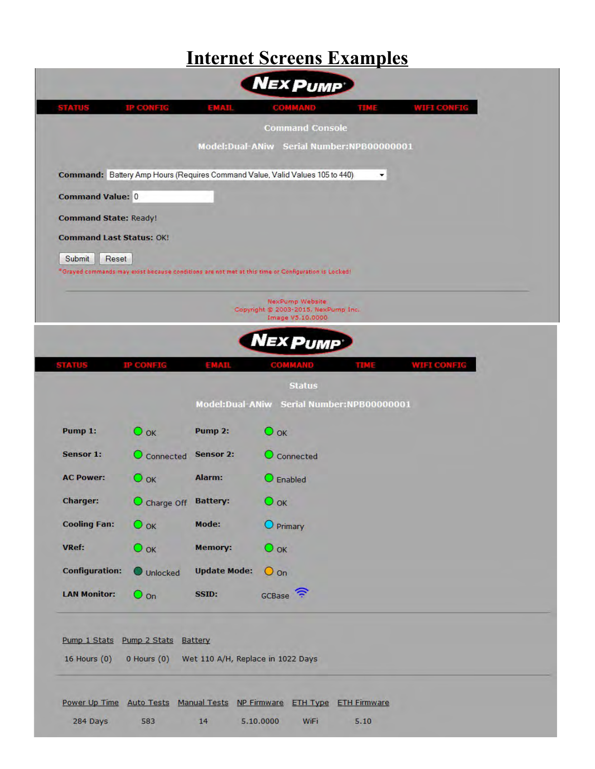# Internet Screens Examples

NEX PUMP

STATUS | IP CONFIG | EMAIL | COMMAND | TIME | WIFI CONFIG

**Command Console**

**Model:Dual-ANiw   Serial Number:NPB00000001**

**Command:** Battery Amp Hours (Requires Command Value, Valid Values 105 to 440)

**Command Value:** 0

**Command State:** Ready!

**Command Last Status:** OK!

Submit   Reset

*Grayed commands may exist because conditions are not met at this time or Configuration is Locked!

NexPump Website
Copyright © 2003-2015, NexPump Inc.
Image V5.10.0000

NEX PUMP

STATUS | IP CONFIG | EMAIL | COMMAND | TIME | WIFI CONFIG

**Status**

**Model:Dual-ANiw   Serial Number:NPB00000001**

| | | | |
|---|---|---|---|
| **Pump 1:** | OK | **Pump 2:** | OK |
| **Sensor 1:** | Connected | **Sensor 2:** | Connected |
| **AC Power:** | OK | **Alarm:** | Enabled |
| **Charger:** | Charge Off | **Battery:** | OK |
| **Cooling Fan:** | OK | **Mode:** | Primary |
| **VRef:** | OK | **Memory:** | OK |
| **Configuration:** | Unlocked | **Update Mode:** | On |
| **LAN Monitor:** | On | **SSID:** | GCBase |

| Pump 1 Stats | Pump 2 Stats | Battery |
|---|---|---|
| 16 Hours (0) | 0 Hours (0) | Wet 110 A/H, Replace in 1022 Days |

| Power Up Time | Auto Tests | Manual Tests | NP Firmware | ETH Type | ETH Firmware |
|---|---|---|---|---|---|
| 284 Days | 583 | 14 | 5.10.0000 | WiFi | 5.10 |